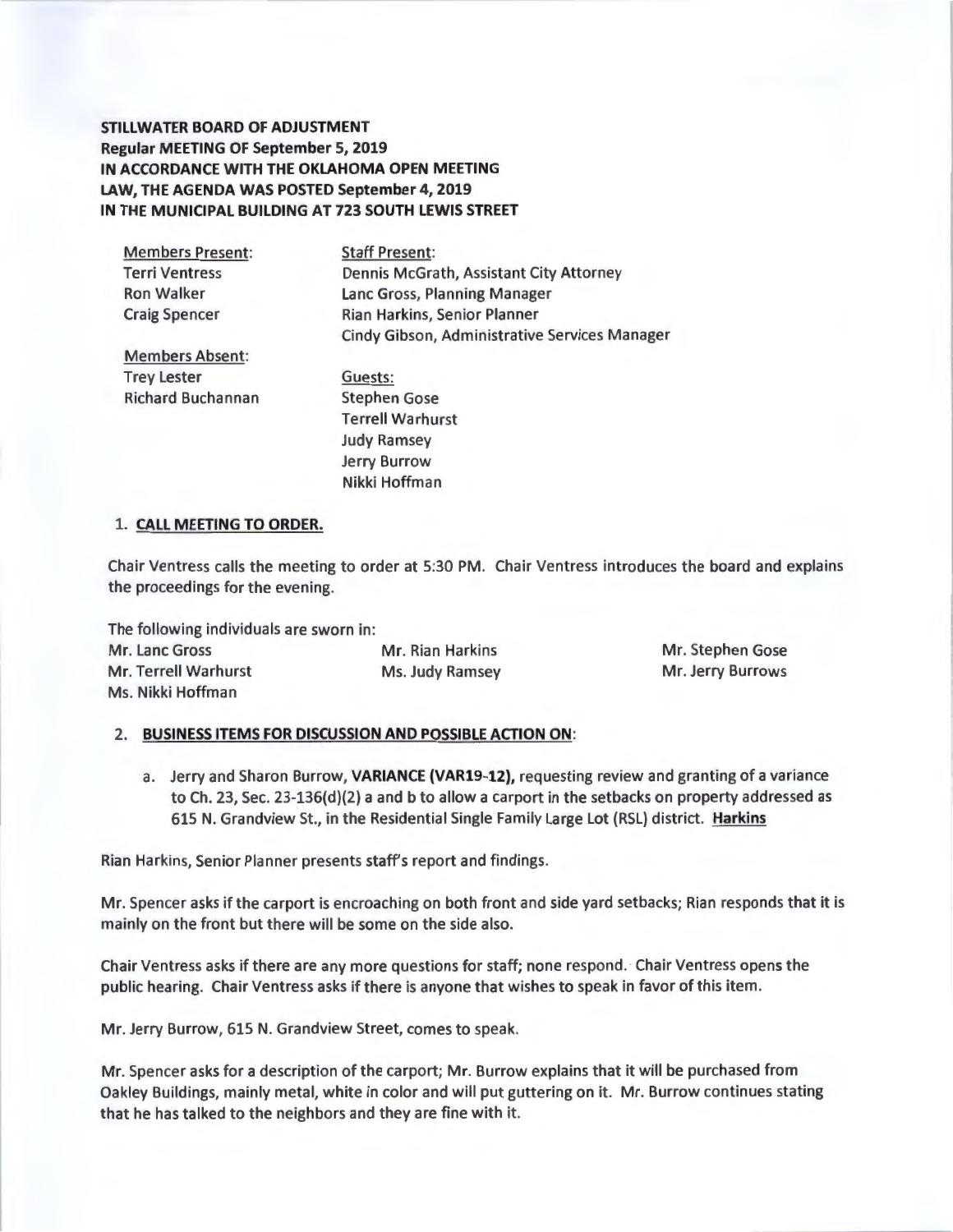**STILLWATER BOARD OF ADJUSTMENT**
**Regular MEETING OF September 5, 2019**
**IN ACCORDANCE WITH THE OKLAHOMA OPEN MEETING LAW, THE AGENDA WAS POSTED September 4, 2019**
**IN THE MUNICIPAL BUILDING AT 723 SOUTH LEWIS STREET**

| Members Present: | Staff Present: |
|---|---|
| Terri Ventress | Dennis McGrath, Assistant City Attorney |
| Ron Walker | Lanc Gross, Planning Manager |
| Craig Spencer | Rian Harkins, Senior Planner |
| | Cindy Gibson, Administrative Services Manager |
| Members Absent: | Guests: |
| Trey Lester | Stephen Gose |
| Richard Buchannan | Terrell Warhurst |
| | Judy Ramsey |
| | Jerry Burrow |
| | Nikki Hoffman |

1. **CALL MEETING TO ORDER.**

Chair Ventress calls the meeting to order at 5:30 PM. Chair Ventress introduces the board and explains the proceedings for the evening.

The following individuals are sworn in:

| | | |
|---|---|---|
| Mr. Lanc Gross | Mr. Rian Harkins | Mr. Stephen Gose |
| Mr. Terrell Warhurst | Ms. Judy Ramsey | Mr. Jerry Burrows |
| Ms. Nikki Hoffman | | |

2. **BUSINESS ITEMS FOR DISCUSSION AND POSSIBLE ACTION ON:**

   a. Jerry and Sharon Burrow, **VARIANCE (VAR19-12),** requesting review and granting of a variance to Ch. 23, Sec. 23-136(d)(2) a and b to allow a carport in the setbacks on property addressed as 615 N. Grandview St., in the Residential Single Family Large Lot (RSL) district. **Harkins**

Rian Harkins, Senior Planner presents staff's report and findings.

Mr. Spencer asks if the carport is encroaching on both front and side yard setbacks; Rian responds that it is mainly on the front but there will be some on the side also.

Chair Ventress asks if there are any more questions for staff; none respond. Chair Ventress opens the public hearing. Chair Ventress asks if there is anyone that wishes to speak in favor of this item.

Mr. Jerry Burrow, 615 N. Grandview Street, comes to speak.

Mr. Spencer asks for a description of the carport; Mr. Burrow explains that it will be purchased from Oakley Buildings, mainly metal, white in color and will put guttering on it. Mr. Burrow continues stating that he has talked to the neighbors and they are fine with it.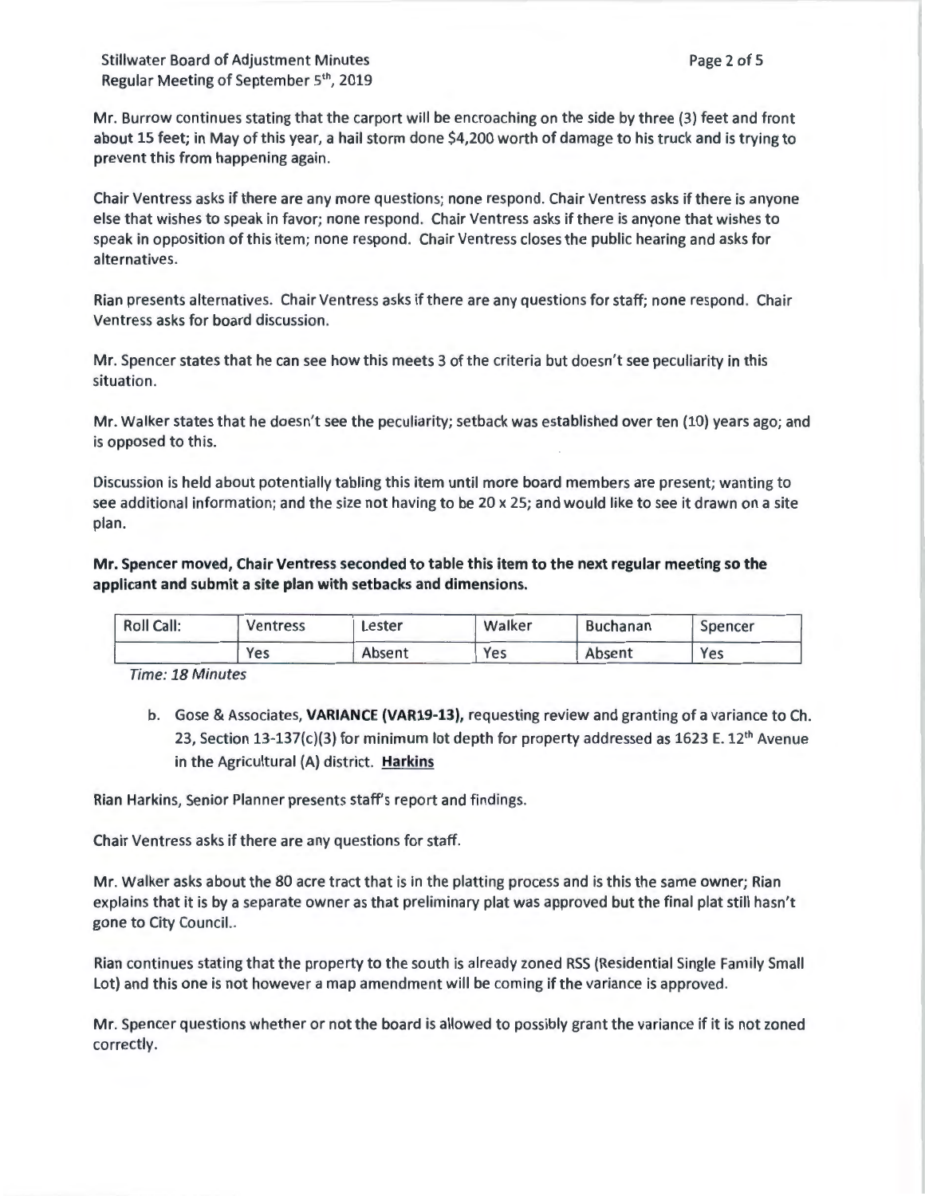Mr. Burrow continues stating that the carport will be encroaching on the side by three (3) feet and front about 15 feet; in May of this year, a hail storm done $4,200 worth of damage to his truck and is trying to prevent this from happening again.

Chair Ventress asks if there are any more questions; none respond. Chair Ventress asks if there is anyone else that wishes to speak in favor; none respond. Chair Ventress asks if there is anyone that wishes to speak in opposition of this item; none respond. Chair Ventress closes the public hearing and asks for alternatives.

Rian presents alternatives. Chair Ventress asks if there are any questions for staff; none respond. Chair Ventress asks for board discussion.

Mr. Spencer states that he can see how this meets 3 of the criteria but doesn't see peculiarity in this situation.

Mr. Walker states that he doesn't see the peculiarity; setback was established over ten (10) years ago; and is opposed to this.

Discussion is held about potentially tabling this item until more board members are present; wanting to see additional information; and the size not having to be 20 x 25; and would like to see it drawn on a site plan.

**Mr. Spencer moved, Chair Ventress seconded to table this item to the next regular meeting so the applicant and submit a site plan with setbacks and dimensions.**

| Roll Call: | Ventress | Lester | Walker | Buchanan | Spencer |
| --- | --- | --- | --- | --- | --- |
| | Yes | Absent | Yes | Absent | Yes |

*Time: 18 Minutes*

b. Gose & Associates, **VARIANCE (VAR19-13),** requesting review and granting of a variance to Ch. 23, Section 13-137(c)(3) for minimum lot depth for property addressed as 1623 E. 12th Avenue in the Agricultural (A) district. **Harkins**

Rian Harkins, Senior Planner presents staff's report and findings.

Chair Ventress asks if there are any questions for staff.

Mr. Walker asks about the 80 acre tract that is in the platting process and is this the same owner; Rian explains that it is by a separate owner as that preliminary plat was approved but the final plat still hasn't gone to City Council..

Rian continues stating that the property to the south is already zoned RSS (Residential Single Family Small Lot) and this one is not however a map amendment will be coming if the variance is approved.

Mr. Spencer questions whether or not the board is allowed to possibly grant the variance if it is not zoned correctly.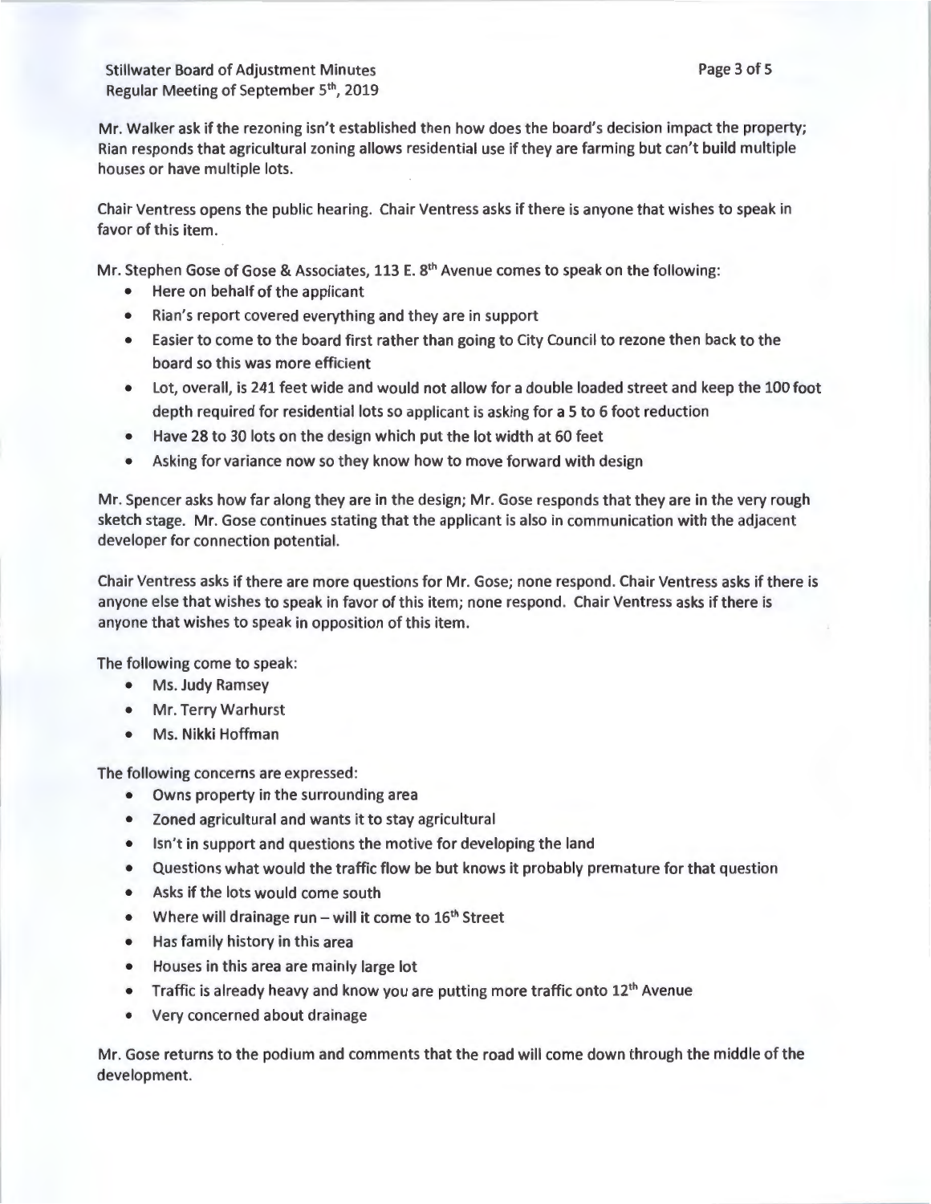Mr. Walker ask if the rezoning isn't established then how does the board's decision impact the property; Rian responds that agricultural zoning allows residential use if they are farming but can't build multiple houses or have multiple lots.

Chair Ventress opens the public hearing. Chair Ventress asks if there is anyone that wishes to speak in favor of this item.

Mr. Stephen Gose of Gose & Associates, 113 E. 8th Avenue comes to speak on the following:

- Here on behalf of the applicant
- Rian's report covered everything and they are in support
- Easier to come to the board first rather than going to City Council to rezone then back to the board so this was more efficient
- Lot, overall, is 241 feet wide and would not allow for a double loaded street and keep the 100 foot depth required for residential lots so applicant is asking for a 5 to 6 foot reduction
- Have 28 to 30 lots on the design which put the lot width at 60 feet
- Asking for variance now so they know how to move forward with design

Mr. Spencer asks how far along they are in the design; Mr. Gose responds that they are in the very rough sketch stage. Mr. Gose continues stating that the applicant is also in communication with the adjacent developer for connection potential.

Chair Ventress asks if there are more questions for Mr. Gose; none respond. Chair Ventress asks if there is anyone else that wishes to speak in favor of this item; none respond. Chair Ventress asks if there is anyone that wishes to speak in opposition of this item.

The following come to speak:

- Ms. Judy Ramsey
- Mr. Terry Warhurst
- Ms. Nikki Hoffman

The following concerns are expressed:

- Owns property in the surrounding area
- Zoned agricultural and wants it to stay agricultural
- Isn't in support and questions the motive for developing the land
- Questions what would the traffic flow be but knows it probably premature for that question
- Asks if the lots would come south
- Where will drainage run – will it come to 16th Street
- Has family history in this area
- Houses in this area are mainly large lot
- Traffic is already heavy and know you are putting more traffic onto 12th Avenue
- Very concerned about drainage

Mr. Gose returns to the podium and comments that the road will come down through the middle of the development.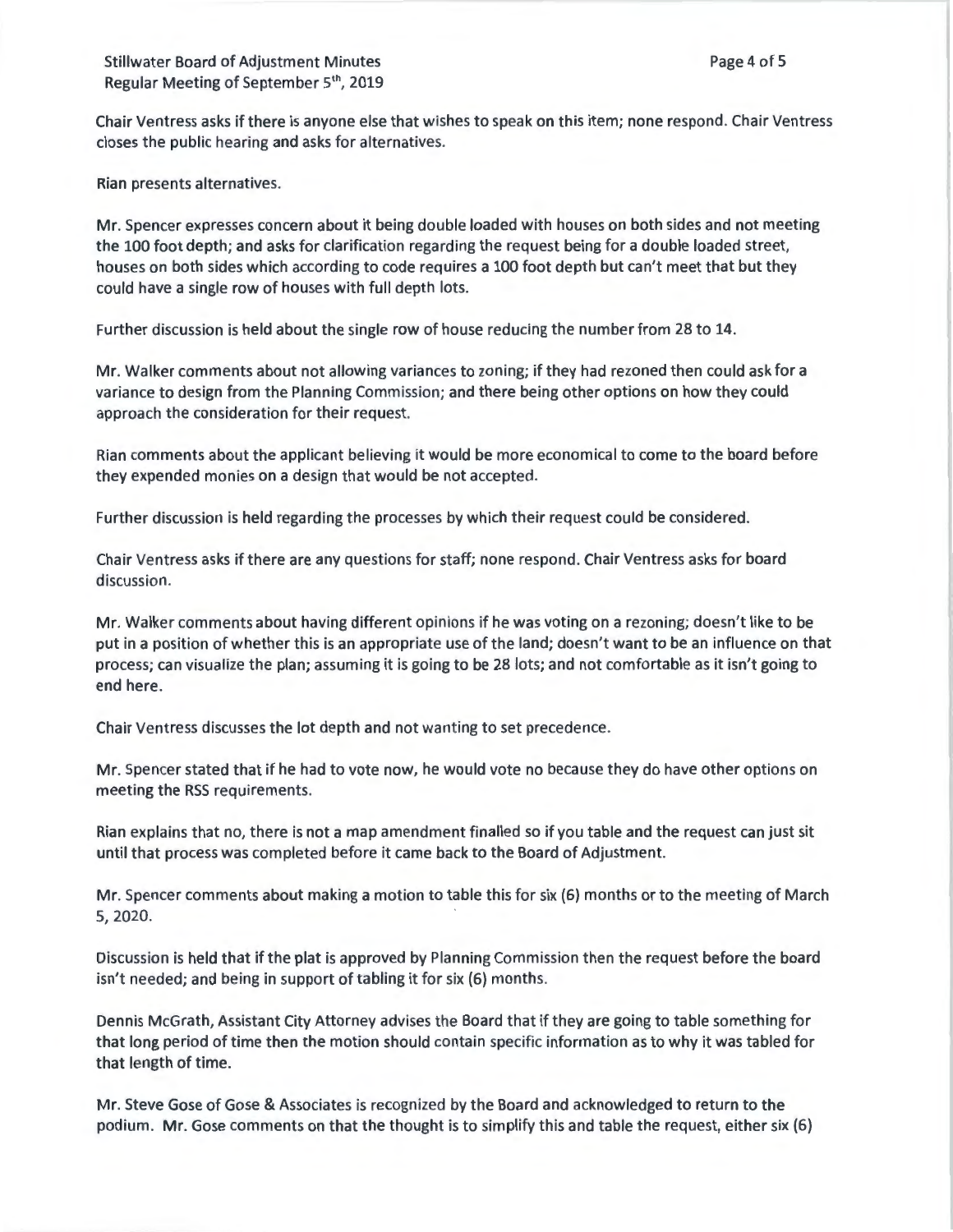Chair Ventress asks if there is anyone else that wishes to speak on this item; none respond. Chair Ventress closes the public hearing and asks for alternatives.

Rian presents alternatives.

Mr. Spencer expresses concern about it being double loaded with houses on both sides and not meeting the 100 foot depth; and asks for clarification regarding the request being for a double loaded street, houses on both sides which according to code requires a 100 foot depth but can't meet that but they could have a single row of houses with full depth lots.

Further discussion is held about the single row of house reducing the number from 28 to 14.

Mr. Walker comments about not allowing variances to zoning; if they had rezoned then could ask for a variance to design from the Planning Commission; and there being other options on how they could approach the consideration for their request.

Rian comments about the applicant believing it would be more economical to come to the board before they expended monies on a design that would be not accepted.

Further discussion is held regarding the processes by which their request could be considered.

Chair Ventress asks if there are any questions for staff; none respond. Chair Ventress asks for board discussion.

Mr. Walker comments about having different opinions if he was voting on a rezoning; doesn't like to be put in a position of whether this is an appropriate use of the land; doesn't want to be an influence on that process; can visualize the plan; assuming it is going to be 28 lots; and not comfortable as it isn't going to end here.

Chair Ventress discusses the lot depth and not wanting to set precedence.

Mr. Spencer stated that if he had to vote now, he would vote no because they do have other options on meeting the RSS requirements.

Rian explains that no, there is not a map amendment finalled so if you table and the request can just sit until that process was completed before it came back to the Board of Adjustment.

Mr. Spencer comments about making a motion to table this for six (6) months or to the meeting of March 5, 2020.

Discussion is held that if the plat is approved by Planning Commission then the request before the board isn't needed; and being in support of tabling it for six (6) months.

Dennis McGrath, Assistant City Attorney advises the Board that if they are going to table something for that long period of time then the motion should contain specific information as to why it was tabled for that length of time.

Mr. Steve Gose of Gose & Associates is recognized by the Board and acknowledged to return to the podium. Mr. Gose comments on that the thought is to simplify this and table the request, either six (6)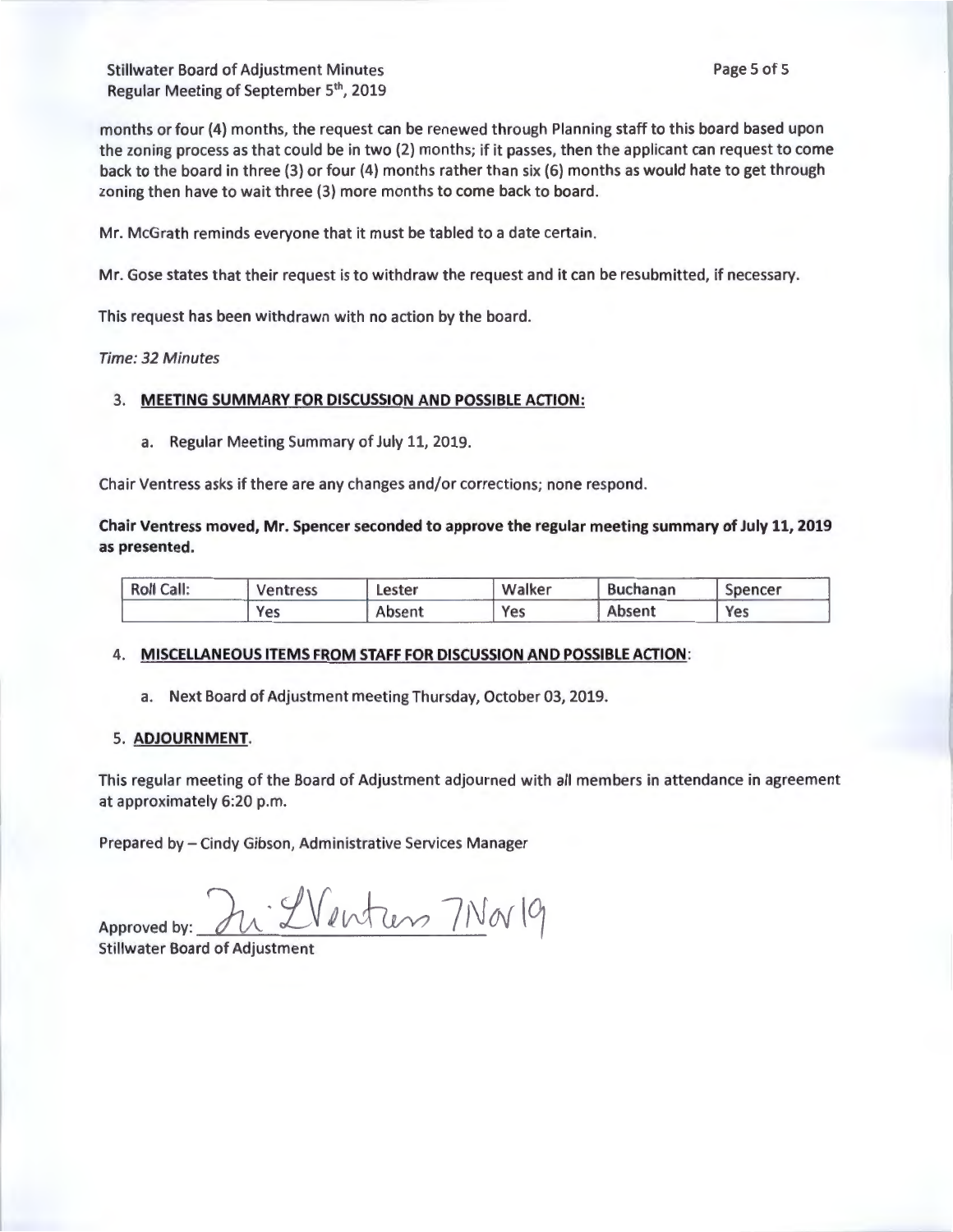months or four (4) months, the request can be renewed through Planning staff to this board based upon the zoning process as that could be in two (2) months; if it passes, then the applicant can request to come back to the board in three (3) or four (4) months rather than six (6) months as would hate to get through zoning then have to wait three (3) more months to come back to board.

Mr. McGrath reminds everyone that it must be tabled to a date certain.

Mr. Gose states that their request is to withdraw the request and it can be resubmitted, if necessary.

This request has been withdrawn with no action by the board.

*Time: 32 Minutes*

3. **MEETING SUMMARY FOR DISCUSSION AND POSSIBLE ACTION:**

   a. Regular Meeting Summary of July 11, 2019.

Chair Ventress asks if there are any changes and/or corrections; none respond.

**Chair Ventress moved, Mr. Spencer seconded to approve the regular meeting summary of July 11, 2019 as presented.**

| Roll Call: | Ventress | Lester | Walker | Buchanan | Spencer |
|---|---|---|---|---|---|
| | Yes | Absent | Yes | Absent | Yes |

4. **MISCELLANEOUS ITEMS FROM STAFF FOR DISCUSSION AND POSSIBLE ACTION:**

   a. Next Board of Adjustment meeting Thursday, October 03, 2019.

5. **ADJOURNMENT.**

This regular meeting of the Board of Adjustment adjourned with all members in attendance in agreement at approximately 6:20 p.m.

Prepared by – Cindy Gibson, Administrative Services Manager

Approved by: Ju. L Ventress 7Nov19

Stillwater Board of Adjustment